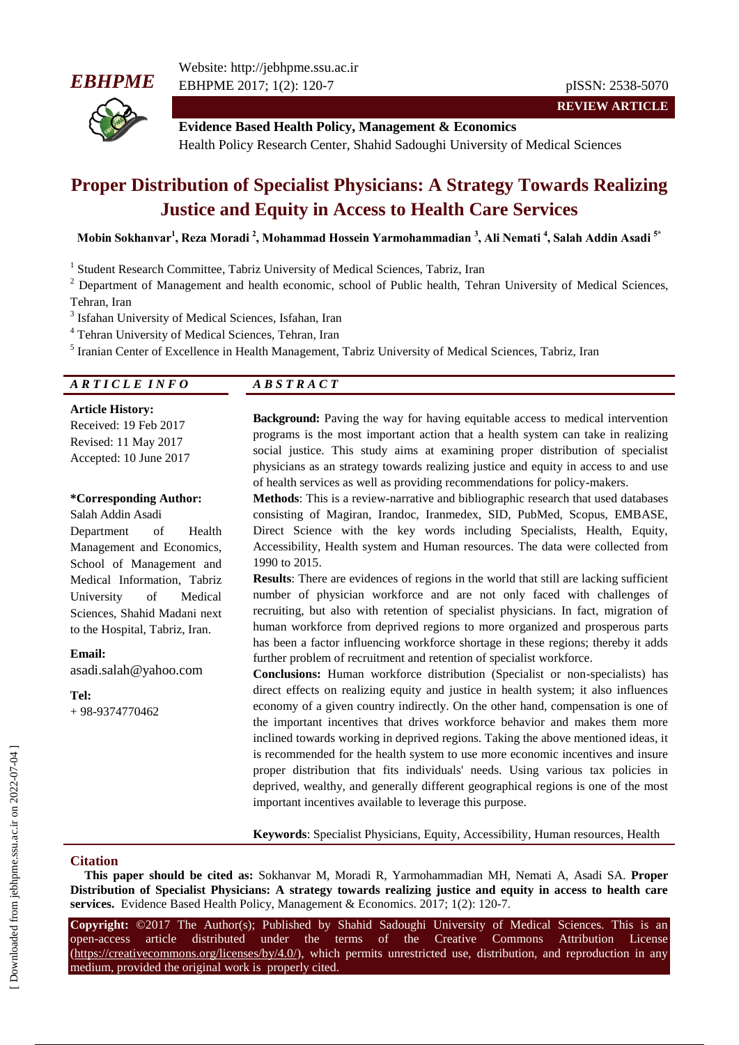Website: http://jebhpme.ssu.ac.ir
EBHPME 2017; 1(2): 120-7

pISSN: 2538-5070

**REVIEW ARTICLE**

**Evidence Based Health Policy, Management & Economics**
Health Policy Research Center, Shahid Sadoughi University of Medical Sciences

# Proper Distribution of Specialist Physicians: A Strategy Towards Realizing Justice and Equity in Access to Health Care Services

**Mobin Sokhanvar[1], Reza Moradi [2], Mohammad Hossein Yarmohammadian [3], Ali Nemati [4], Salah Addin Asadi [5*]**

[1] Student Research Committee, Tabriz University of Medical Sciences, Tabriz, Iran
[2] Department of Management and health economic, school of Public health, Tehran University of Medical Sciences, Tehran, Iran
[3] Isfahan University of Medical Sciences, Isfahan, Iran
[4] Tehran University of Medical Sciences, Tehran, Iran
[5] Iranian Center of Excellence in Health Management, Tabriz University of Medical Sciences, Tabriz, Iran

## *ARTICLE INFO*

**Article History:**
Received: 19 Feb 2017
Revised: 11 May 2017
Accepted: 10 June 2017

**\*Corresponding Author:**
Salah Addin Asadi
Department of Health Management and Economics, School of Management and Medical Information, Tabriz University of Medical Sciences, Shahid Madani next to the Hospital, Tabriz, Iran.

**Email:**
asadi.salah@yahoo.com

**Tel:**
+ 98-9374770462

## *ABSTRACT*

**Background:** Paving the way for having equitable access to medical intervention programs is the most important action that a health system can take in realizing social justice. This study aims at examining proper distribution of specialist physicians as an strategy towards realizing justice and equity in access to and use of health services as well as providing recommendations for policy-makers.

**Methods**: This is a review-narrative and bibliographic research that used databases consisting of Magiran, Irandoc, Iranmedex, SID, PubMed, Scopus, EMBASE, Direct Science with the key words including Specialists, Health, Equity, Accessibility, Health system and Human resources. The data were collected from 1990 to 2015.

**Results**: There are evidences of regions in the world that still are lacking sufficient number of physician workforce and are not only faced with challenges of recruiting, but also with retention of specialist physicians. In fact, migration of human workforce from deprived regions to more organized and prosperous parts has been a factor influencing workforce shortage in these regions; thereby it adds further problem of recruitment and retention of specialist workforce.

**Conclusions:** Human workforce distribution (Specialist or non-specialists) has direct effects on realizing equity and justice in health system; it also influences economy of a given country indirectly. On the other hand, compensation is one of the important incentives that drives workforce behavior and makes them more inclined towards working in deprived regions. Taking the above mentioned ideas, it is recommended for the health system to use more economic incentives and insure proper distribution that fits individuals' needs. Using various tax policies in deprived, wealthy, and generally different geographical regions is one of the most important incentives available to leverage this purpose.

**Keywords**: Specialist Physicians, Equity, Accessibility, Human resources, Health

## Citation

**This paper should be cited as:** Sokhanvar M, Moradi R, Yarmohammadian MH, Nemati A, Asadi SA. **Proper Distribution of Specialist Physicians: A strategy towards realizing justice and equity in access to health care services.** Evidence Based Health Policy, Management & Economics. 2017; 1(2): 120-7.

**Copyright:** ©2017 The Author(s); Published by Shahid Sadoughi University of Medical Sciences. This is an open-access article distributed under the terms of the Creative Commons Attribution License (https://creativecommons.org/licenses/by/4.0/), which permits unrestricted use, distribution, and reproduction in any medium, provided the original work is properly cited.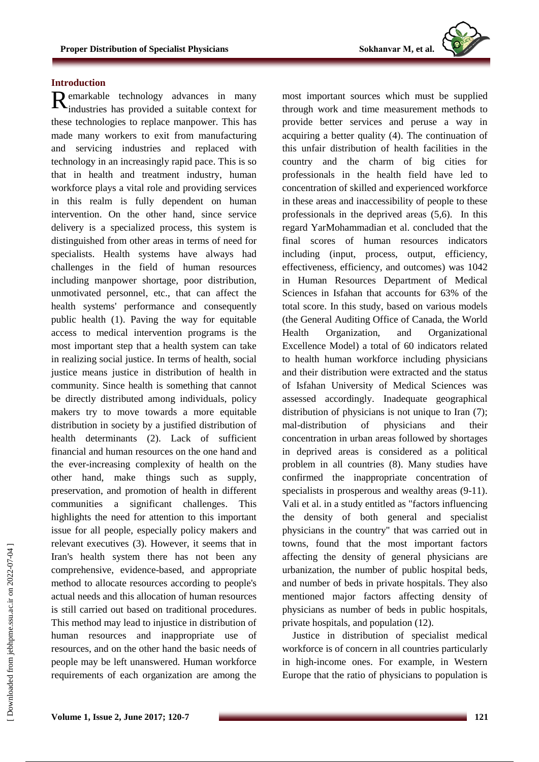## Introduction

Remarkable technology advances in many industries has provided a suitable context for these technologies to replace manpower. This has made many workers to exit from manufacturing and servicing industries and replaced with technology in an increasingly rapid pace. This is so that in health and treatment industry, human workforce plays a vital role and providing services in this realm is fully dependent on human intervention. On the other hand, since service delivery is a specialized process, this system is distinguished from other areas in terms of need for specialists. Health systems have always had challenges in the field of human resources including manpower shortage, poor distribution, unmotivated personnel, etc., that can affect the health systems' performance and consequently public health (1). Paving the way for equitable access to medical intervention programs is the most important step that a health system can take in realizing social justice. In terms of health, social justice means justice in distribution of health in community. Since health is something that cannot be directly distributed among individuals, policy makers try to move towards a more equitable distribution in society by a justified distribution of health determinants (2). Lack of sufficient financial and human resources on the one hand and the ever-increasing complexity of health on the other hand, make things such as supply, preservation, and promotion of health in different communities a significant challenges. This highlights the need for attention to this important issue for all people, especially policy makers and relevant executives (3). However, it seems that in Iran's health system there has not been any comprehensive, evidence-based, and appropriate method to allocate resources according to people's actual needs and this allocation of human resources is still carried out based on traditional procedures. This method may lead to injustice in distribution of human resources and inappropriate use of resources, and on the other hand the basic needs of people may be left unanswered. Human workforce requirements of each organization are among the most important sources which must be supplied through work and time measurement methods to provide better services and peruse a way in acquiring a better quality (4). The continuation of this unfair distribution of health facilities in the country and the charm of big cities for professionals in the health field have led to concentration of skilled and experienced workforce in these areas and inaccessibility of people to these professionals in the deprived areas (5,6). In this regard YarMohammadian et al. concluded that the final scores of human resources indicators including (input, process, output, efficiency, effectiveness, efficiency, and outcomes) was 1042 in Human Resources Department of Medical Sciences in Isfahan that accounts for 63% of the total score. In this study, based on various models (the General Auditing Office of Canada, the World Health Organization, and Organizational Excellence Model) a total of 60 indicators related to health human workforce including physicians and their distribution were extracted and the status of Isfahan University of Medical Sciences was assessed accordingly. Inadequate geographical distribution of physicians is not unique to Iran (7); mal-distribution of physicians and their concentration in urban areas followed by shortages in deprived areas is considered as a political problem in all countries (8). Many studies have confirmed the inappropriate concentration of specialists in prosperous and wealthy areas (9-11). Vali et al. in a study entitled as "factors influencing the density of both general and specialist physicians in the country" that was carried out in towns, found that the most important factors affecting the density of general physicians are urbanization, the number of public hospital beds, and number of beds in private hospitals. They also mentioned major factors affecting density of physicians as number of beds in public hospitals, private hospitals, and population (12).

Justice in distribution of specialist medical workforce is of concern in all countries particularly in high-income ones. For example, in Western Europe that the ratio of physicians to population is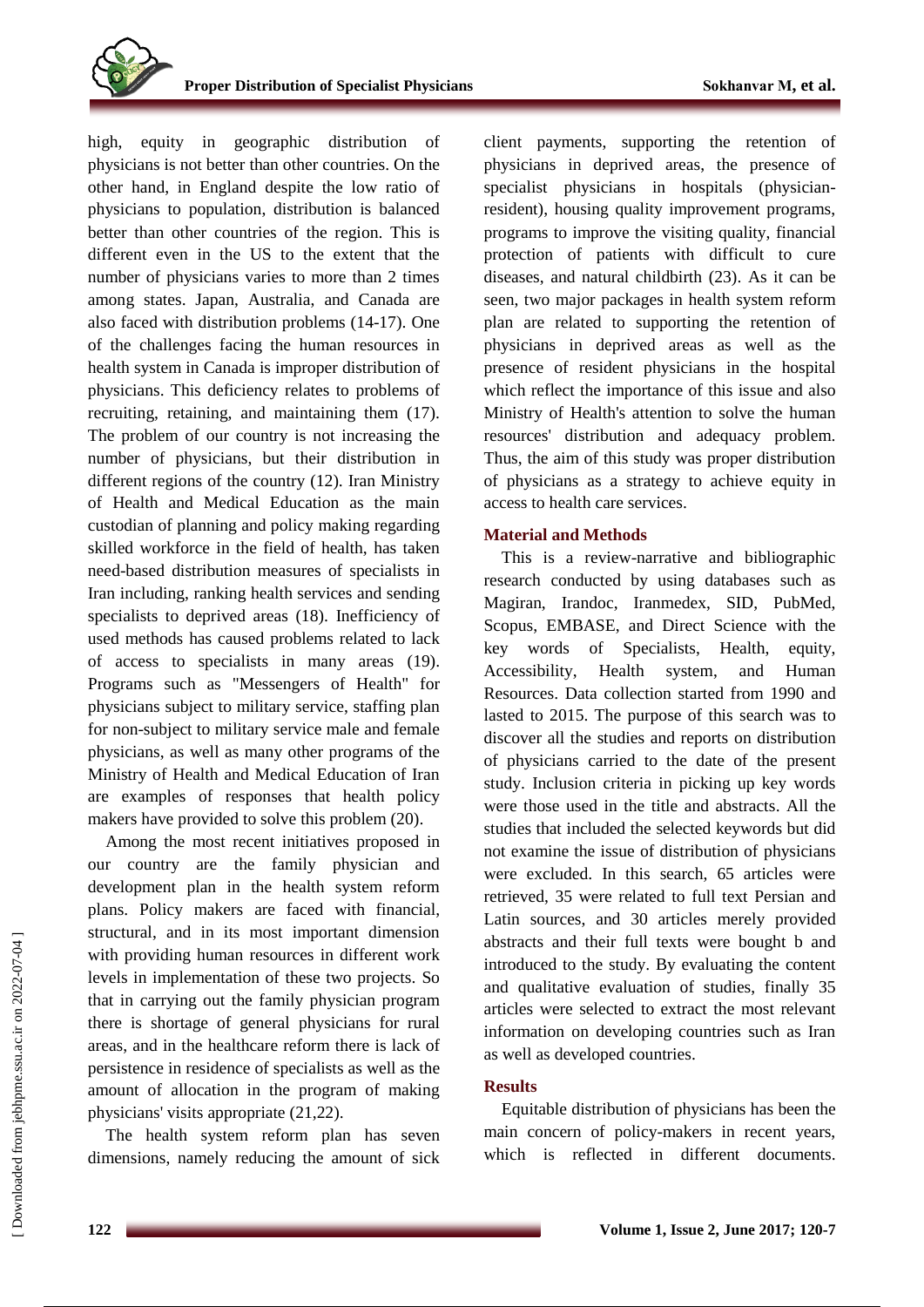high, equity in geographic distribution of physicians is not better than other countries. On the other hand, in England despite the low ratio of physicians to population, distribution is balanced better than other countries of the region. This is different even in the US to the extent that the number of physicians varies to more than 2 times among states. Japan, Australia, and Canada are also faced with distribution problems (14-17). One of the challenges facing the human resources in health system in Canada is improper distribution of physicians. This deficiency relates to problems of recruiting, retaining, and maintaining them (17). The problem of our country is not increasing the number of physicians, but their distribution in different regions of the country (12). Iran Ministry of Health and Medical Education as the main custodian of planning and policy making regarding skilled workforce in the field of health, has taken need-based distribution measures of specialists in Iran including, ranking health services and sending specialists to deprived areas (18). Inefficiency of used methods has caused problems related to lack of access to specialists in many areas (19). Programs such as "Messengers of Health" for physicians subject to military service, staffing plan for non-subject to military service male and female physicians, as well as many other programs of the Ministry of Health and Medical Education of Iran are examples of responses that health policy makers have provided to solve this problem (20).

Among the most recent initiatives proposed in our country are the family physician and development plan in the health system reform plans. Policy makers are faced with financial, structural, and in its most important dimension with providing human resources in different work levels in implementation of these two projects. So that in carrying out the family physician program there is shortage of general physicians for rural areas, and in the healthcare reform there is lack of persistence in residence of specialists as well as the amount of allocation in the program of making physicians' visits appropriate (21,22).

The health system reform plan has seven dimensions, namely reducing the amount of sick client payments, supporting the retention of physicians in deprived areas, the presence of specialist physicians in hospitals (physician-resident), housing quality improvement programs, programs to improve the visiting quality, financial protection of patients with difficult to cure diseases, and natural childbirth (23). As it can be seen, two major packages in health system reform plan are related to supporting the retention of physicians in deprived areas as well as the presence of resident physicians in the hospital which reflect the importance of this issue and also Ministry of Health's attention to solve the human resources' distribution and adequacy problem. Thus, the aim of this study was proper distribution of physicians as a strategy to achieve equity in access to health care services.

## Material and Methods

This is a review-narrative and bibliographic research conducted by using databases such as Magiran, Irandoc, Iranmedex, SID, PubMed, Scopus, EMBASE, and Direct Science with the key words of Specialists, Health, equity, Accessibility, Health system, and Human Resources. Data collection started from 1990 and lasted to 2015. The purpose of this search was to discover all the studies and reports on distribution of physicians carried to the date of the present study. Inclusion criteria in picking up key words were those used in the title and abstracts. All the studies that included the selected keywords but did not examine the issue of distribution of physicians were excluded. In this search, 65 articles were retrieved, 35 were related to full text Persian and Latin sources, and 30 articles merely provided abstracts and their full texts were bought b and introduced to the study. By evaluating the content and qualitative evaluation of studies, finally 35 articles were selected to extract the most relevant information on developing countries such as Iran as well as developed countries.

## Results

Equitable distribution of physicians has been the main concern of policy-makers in recent years, which is reflected in different documents.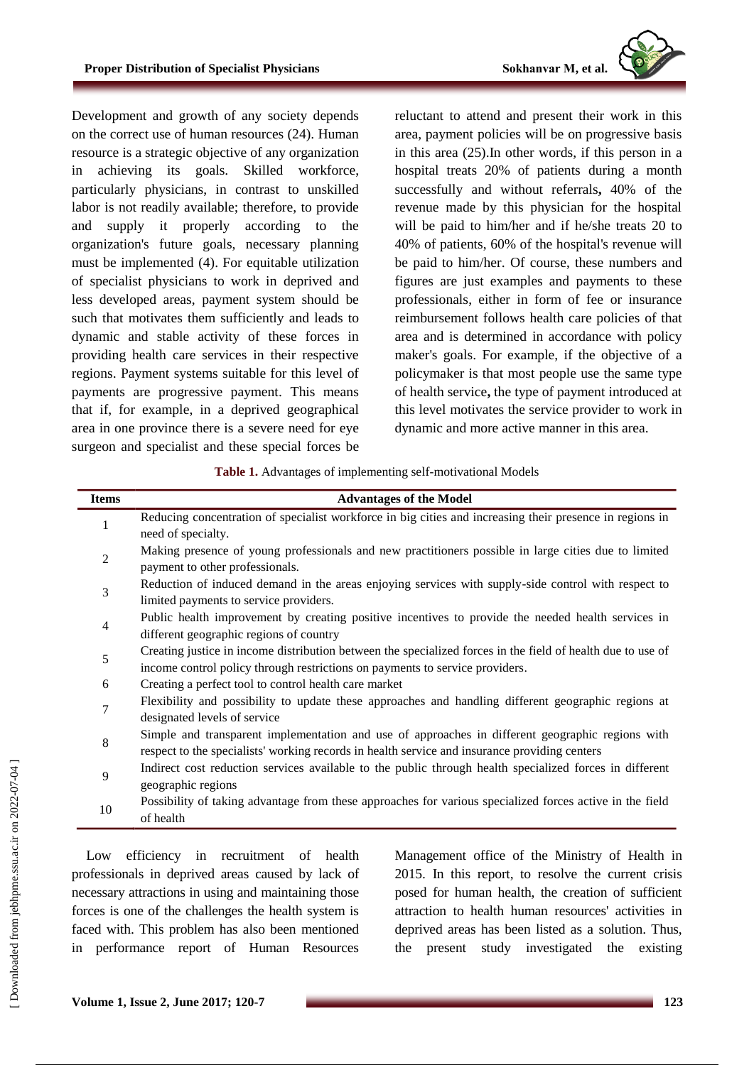Development and growth of any society depends on the correct use of human resources (24). Human resource is a strategic objective of any organization in achieving its goals. Skilled workforce, particularly physicians, in contrast to unskilled labor is not readily available; therefore, to provide and supply it properly according to the organization's future goals, necessary planning must be implemented (4). For equitable utilization of specialist physicians to work in deprived and less developed areas, payment system should be such that motivates them sufficiently and leads to dynamic and stable activity of these forces in providing health care services in their respective regions. Payment systems suitable for this level of payments are progressive payment. This means that if, for example, in a deprived geographical area in one province there is a severe need for eye surgeon and specialist and these special forces be reluctant to attend and present their work in this area, payment policies will be on progressive basis in this area (25).In other words, if this person in a hospital treats 20% of patients during a month successfully and without referrals**,** 40% of the revenue made by this physician for the hospital will be paid to him/her and if he/she treats 20 to 40% of patients, 60% of the hospital's revenue will be paid to him/her. Of course, these numbers and figures are just examples and payments to these professionals, either in form of fee or insurance reimbursement follows health care policies of that area and is determined in accordance with policy maker's goals. For example, if the objective of a policymaker is that most people use the same type of health service**,** the type of payment introduced at this level motivates the service provider to work in dynamic and more active manner in this area.

**Table 1.** Advantages of implementing self-motivational Models

| Items | Advantages of the Model |
|---|---|
| 1 | Reducing concentration of specialist workforce in big cities and increasing their presence in regions in need of specialty. |
| 2 | Making presence of young professionals and new practitioners possible in large cities due to limited payment to other professionals. |
| 3 | Reduction of induced demand in the areas enjoying services with supply-side control with respect to limited payments to service providers. |
| 4 | Public health improvement by creating positive incentives to provide the needed health services in different geographic regions of country |
| 5 | Creating justice in income distribution between the specialized forces in the field of health due to use of income control policy through restrictions on payments to service providers. |
| 6 | Creating a perfect tool to control health care market |
| 7 | Flexibility and possibility to update these approaches and handling different geographic regions at designated levels of service |
| 8 | Simple and transparent implementation and use of approaches in different geographic regions with respect to the specialists' working records in health service and insurance providing centers |
| 9 | Indirect cost reduction services available to the public through health specialized forces in different geographic regions |
| 10 | Possibility of taking advantage from these approaches for various specialized forces active in the field of health |

Low efficiency in recruitment of health professionals in deprived areas caused by lack of necessary attractions in using and maintaining those forces is one of the challenges the health system is faced with. This problem has also been mentioned in performance report of Human Resources Management office of the Ministry of Health in 2015. In this report, to resolve the current crisis posed for human health, the creation of sufficient attraction to health human resources' activities in deprived areas has been listed as a solution. Thus, the present study investigated the existing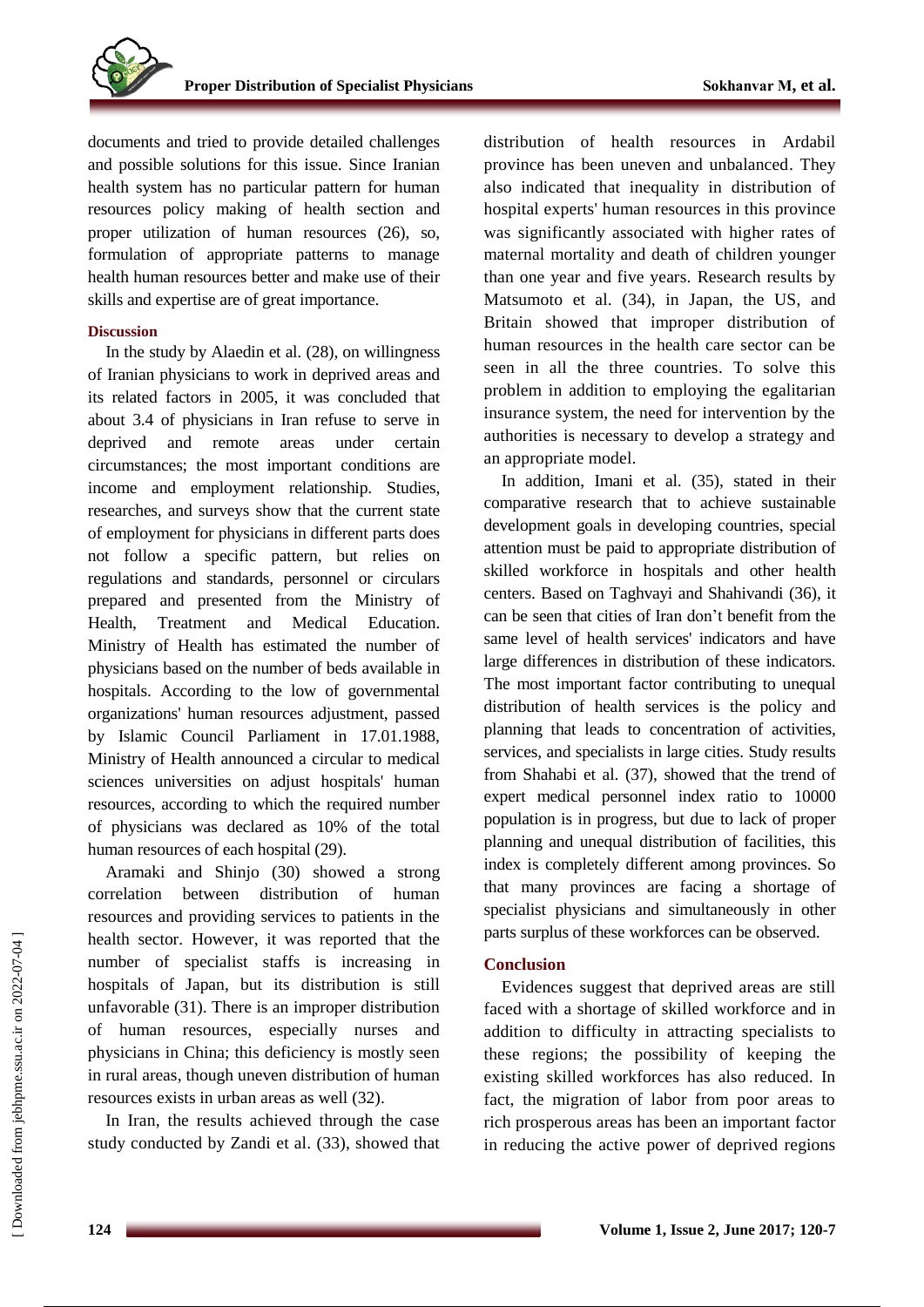documents and tried to provide detailed challenges and possible solutions for this issue. Since Iranian health system has no particular pattern for human resources policy making of health section and proper utilization of human resources (26), so, formulation of appropriate patterns to manage health human resources better and make use of their skills and expertise are of great importance.

## Discussion

In the study by Alaedin et al. (28), on willingness of Iranian physicians to work in deprived areas and its related factors in 2005, it was concluded that about 3.4 of physicians in Iran refuse to serve in deprived and remote areas under certain circumstances; the most important conditions are income and employment relationship. Studies, researches, and surveys show that the current state of employment for physicians in different parts does not follow a specific pattern, but relies on regulations and standards, personnel or circulars prepared and presented from the Ministry of Health, Treatment and Medical Education. Ministry of Health has estimated the number of physicians based on the number of beds available in hospitals. According to the low of governmental organizations' human resources adjustment, passed by Islamic Council Parliament in 17.01.1988, Ministry of Health announced a circular to medical sciences universities on adjust hospitals' human resources, according to which the required number of physicians was declared as 10% of the total human resources of each hospital (29).

Aramaki and Shinjo (30) showed a strong correlation between distribution of human resources and providing services to patients in the health sector. However, it was reported that the number of specialist staffs is increasing in hospitals of Japan, but its distribution is still unfavorable (31). There is an improper distribution of human resources, especially nurses and physicians in China; this deficiency is mostly seen in rural areas, though uneven distribution of human resources exists in urban areas as well (32).

In Iran, the results achieved through the case study conducted by Zandi et al. (33), showed that distribution of health resources in Ardabil province has been uneven and unbalanced. They also indicated that inequality in distribution of hospital experts' human resources in this province was significantly associated with higher rates of maternal mortality and death of children younger than one year and five years. Research results by Matsumoto et al. (34), in Japan, the US, and Britain showed that improper distribution of human resources in the health care sector can be seen in all the three countries. To solve this problem in addition to employing the egalitarian insurance system, the need for intervention by the authorities is necessary to develop a strategy and an appropriate model.

In addition, Imani et al. (35), stated in their comparative research that to achieve sustainable development goals in developing countries, special attention must be paid to appropriate distribution of skilled workforce in hospitals and other health centers. Based on Taghvayi and Shahivandi (36), it can be seen that cities of Iran don't benefit from the same level of health services' indicators and have large differences in distribution of these indicators. The most important factor contributing to unequal distribution of health services is the policy and planning that leads to concentration of activities, services, and specialists in large cities. Study results from Shahabi et al. (37), showed that the trend of expert medical personnel index ratio to 10000 population is in progress, but due to lack of proper planning and unequal distribution of facilities, this index is completely different among provinces. So that many provinces are facing a shortage of specialist physicians and simultaneously in other parts surplus of these workforces can be observed.

## Conclusion

Evidences suggest that deprived areas are still faced with a shortage of skilled workforce and in addition to difficulty in attracting specialists to these regions; the possibility of keeping the existing skilled workforces has also reduced. In fact, the migration of labor from poor areas to rich prosperous areas has been an important factor in reducing the active power of deprived regions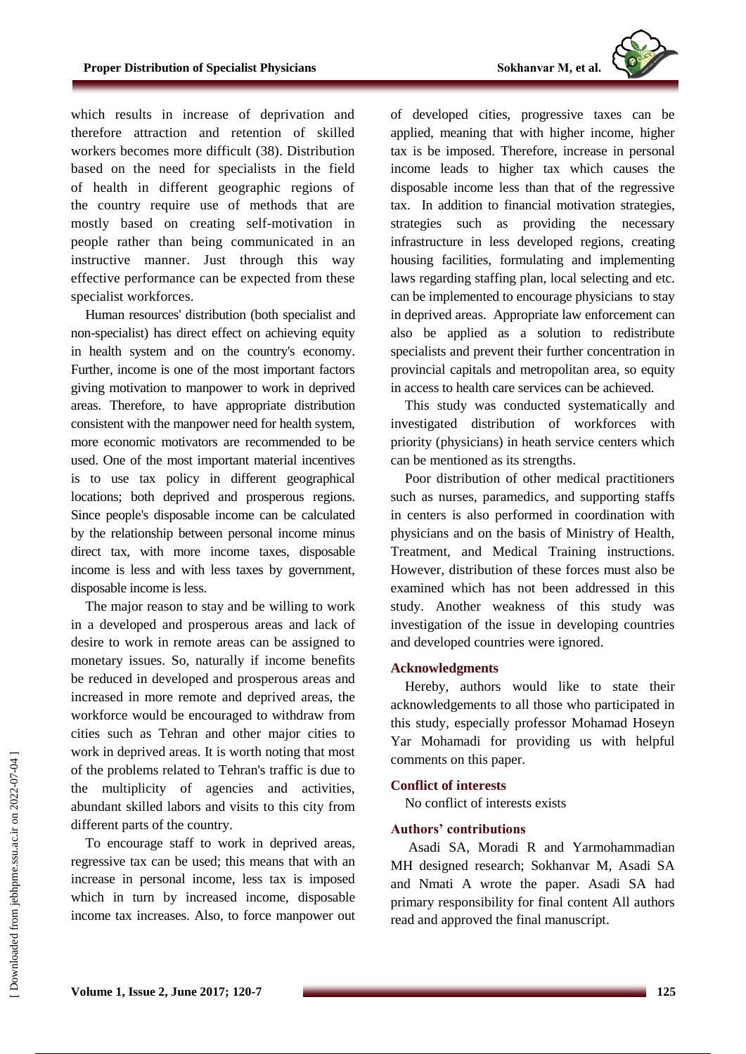which results in increase of deprivation and therefore attraction and retention of skilled workers becomes more difficult (38). Distribution based on the need for specialists in the field of health in different geographic regions of the country require use of methods that are mostly based on creating self-motivation in people rather than being communicated in an instructive manner. Just through this way effective performance can be expected from these specialist workforces.

Human resources' distribution (both specialist and non-specialist) has direct effect on achieving equity in health system and on the country's economy. Further, income is one of the most important factors giving motivation to manpower to work in deprived areas. Therefore, to have appropriate distribution consistent with the manpower need for health system, more economic motivators are recommended to be used. One of the most important material incentives is to use tax policy in different geographical locations; both deprived and prosperous regions. Since people's disposable income can be calculated by the relationship between personal income minus direct tax, with more income taxes, disposable income is less and with less taxes by government, disposable income is less.

The major reason to stay and be willing to work in a developed and prosperous areas and lack of desire to work in remote areas can be assigned to monetary issues. So, naturally if income benefits be reduced in developed and prosperous areas and increased in more remote and deprived areas, the workforce would be encouraged to withdraw from cities such as Tehran and other major cities to work in deprived areas. It is worth noting that most of the problems related to Tehran's traffic is due to the multiplicity of agencies and activities, abundant skilled labors and visits to this city from different parts of the country.

To encourage staff to work in deprived areas, regressive tax can be used; this means that with an increase in personal income, less tax is imposed which in turn by increased income, disposable income tax increases. Also, to force manpower out of developed cities, progressive taxes can be applied, meaning that with higher income, higher tax is be imposed. Therefore, increase in personal income leads to higher tax which causes the disposable income less than that of the regressive tax. In addition to financial motivation strategies, strategies such as providing the necessary infrastructure in less developed regions, creating housing facilities, formulating and implementing laws regarding staffing plan, local selecting and etc. can be implemented to encourage physicians to stay in deprived areas. Appropriate law enforcement can also be applied as a solution to redistribute specialists and prevent their further concentration in provincial capitals and metropolitan area, so equity in access to health care services can be achieved.

This study was conducted systematically and investigated distribution of workforces with priority (physicians) in heath service centers which can be mentioned as its strengths.

Poor distribution of other medical practitioners such as nurses, paramedics, and supporting staffs in centers is also performed in coordination with physicians and on the basis of Ministry of Health, Treatment, and Medical Training instructions. However, distribution of these forces must also be examined which has not been addressed in this study. Another weakness of this study was investigation of the issue in developing countries and developed countries were ignored.

## Acknowledgments

Hereby, authors would like to state their acknowledgements to all those who participated in this study, especially professor Mohamad Hoseyn Yar Mohamadi for providing us with helpful comments on this paper.

## Conflict of interests

No conflict of interests exists

## Authors' contributions

Asadi SA, Moradi R and Yarmohammadian MH designed research; Sokhanvar M, Asadi SA and Nmati A wrote the paper. Asadi SA had primary responsibility for final content All authors read and approved the final manuscript.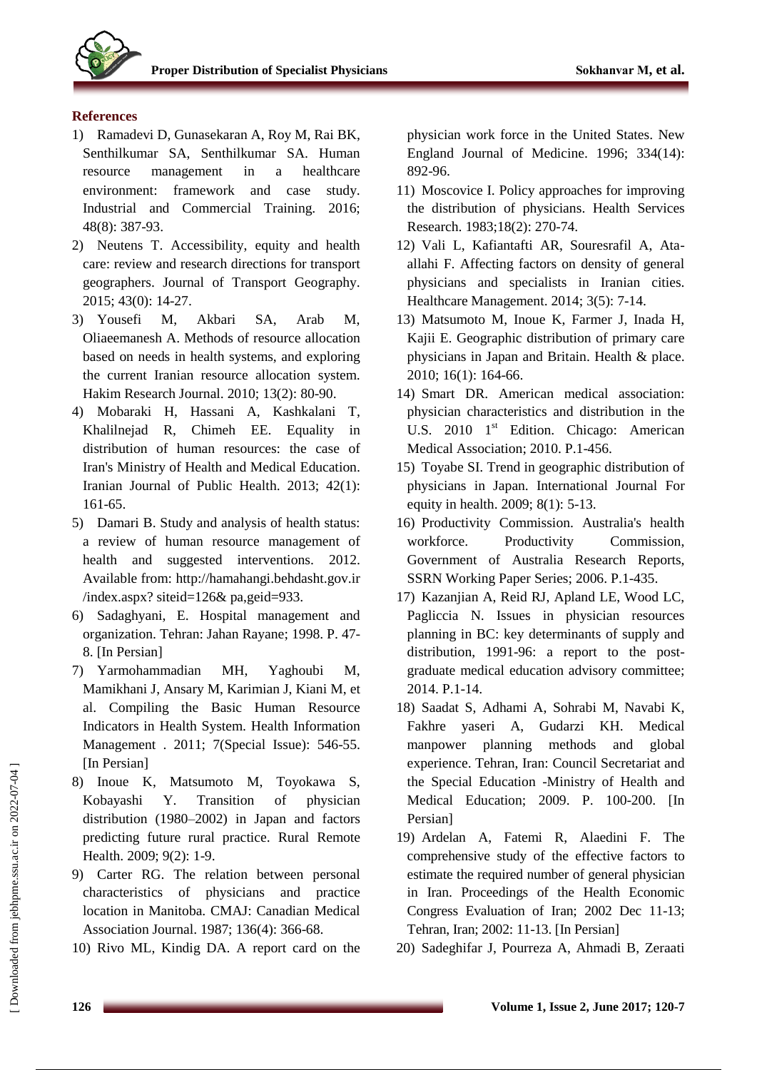### References

1) Ramadevi D, Gunasekaran A, Roy M, Rai BK, Senthilkumar SA, Senthilkumar SA. Human resource management in a healthcare environment: framework and case study. Industrial and Commercial Training. 2016; 48(8): 387-93.
2) Neutens T. Accessibility, equity and health care: review and research directions for transport geographers. Journal of Transport Geography. 2015; 43(0): 14-27.
3) Yousefi M, Akbari SA, Arab M, Oliaeemanesh A. Methods of resource allocation based on needs in health systems, and exploring the current Iranian resource allocation system. Hakim Research Journal. 2010; 13(2): 80-90.
4) Mobaraki H, Hassani A, Kashkalani T, Khalilnejad R, Chimeh EE. Equality in distribution of human resources: the case of Iran's Ministry of Health and Medical Education. Iranian Journal of Public Health. 2013; 42(1): 161-65.
5) Damari B. Study and analysis of health status: a review of human resource management of health and suggested interventions. 2012. Available from: http://hamahangi.behdasht.gov.ir /index.aspx? siteid=126& pa,geid=933.
6) Sadaghyani, E. Hospital management and organization. Tehran: Jahan Rayane; 1998. P. 47-8. [In Persian]
7) Yarmohammadian MH, Yaghoubi M, Mamikhani J, Ansary M, Karimian J, Kiani M, et al. Compiling the Basic Human Resource Indicators in Health System. Health Information Management . 2011; 7(Special Issue): 546-55. [In Persian]
8) Inoue K, Matsumoto M, Toyokawa S, Kobayashi Y. Transition of physician distribution (1980–2002) in Japan and factors predicting future rural practice. Rural Remote Health. 2009; 9(2): 1-9.
9) Carter RG. The relation between personal characteristics of physicians and practice location in Manitoba. CMAJ: Canadian Medical Association Journal. 1987; 136(4): 366-68.
10) Rivo ML, Kindig DA. A report card on the physician work force in the United States. New England Journal of Medicine. 1996; 334(14): 892-96.
11) Moscovice I. Policy approaches for improving the distribution of physicians. Health Services Research. 1983;18(2): 270-74.
12) Vali L, Kafiantafti AR, Souresrafil A, Ata-allahi F. Affecting factors on density of general physicians and specialists in Iranian cities. Healthcare Management. 2014; 3(5): 7-14.
13) Matsumoto M, Inoue K, Farmer J, Inada H, Kajii E. Geographic distribution of primary care physicians in Japan and Britain. Health & place. 2010; 16(1): 164-66.
14) Smart DR. American medical association: physician characteristics and distribution in the U.S. 2010 1st Edition. Chicago: American Medical Association; 2010. P.1-456.
15) Toyabe SI. Trend in geographic distribution of physicians in Japan. International Journal For equity in health. 2009; 8(1): 5-13.
16) Productivity Commission. Australia's health workforce. Productivity Commission, Government of Australia Research Reports, SSRN Working Paper Series; 2006. P.1-435.
17) Kazanjian A, Reid RJ, Apland LE, Wood LC, Pagliccia N. Issues in physician resources planning in BC: key determinants of supply and distribution, 1991-96: a report to the post-graduate medical education advisory committee; 2014. P.1-14.
18) Saadat S, Adhami A, Sohrabi M, Navabi K, Fakhre yaseri A, Gudarzi KH. Medical manpower planning methods and global experience. Tehran, Iran: Council Secretariat and the Special Education -Ministry of Health and Medical Education; 2009. P. 100-200. [In Persian]
19) Ardelan A, Fatemi R, Alaedini F. The comprehensive study of the effective factors to estimate the required number of general physician in Iran. Proceedings of the Health Economic Congress Evaluation of Iran; 2002 Dec 11-13; Tehran, Iran; 2002: 11-13. [In Persian]
20) Sadeghifar J, Pourreza A, Ahmadi B, Zeraati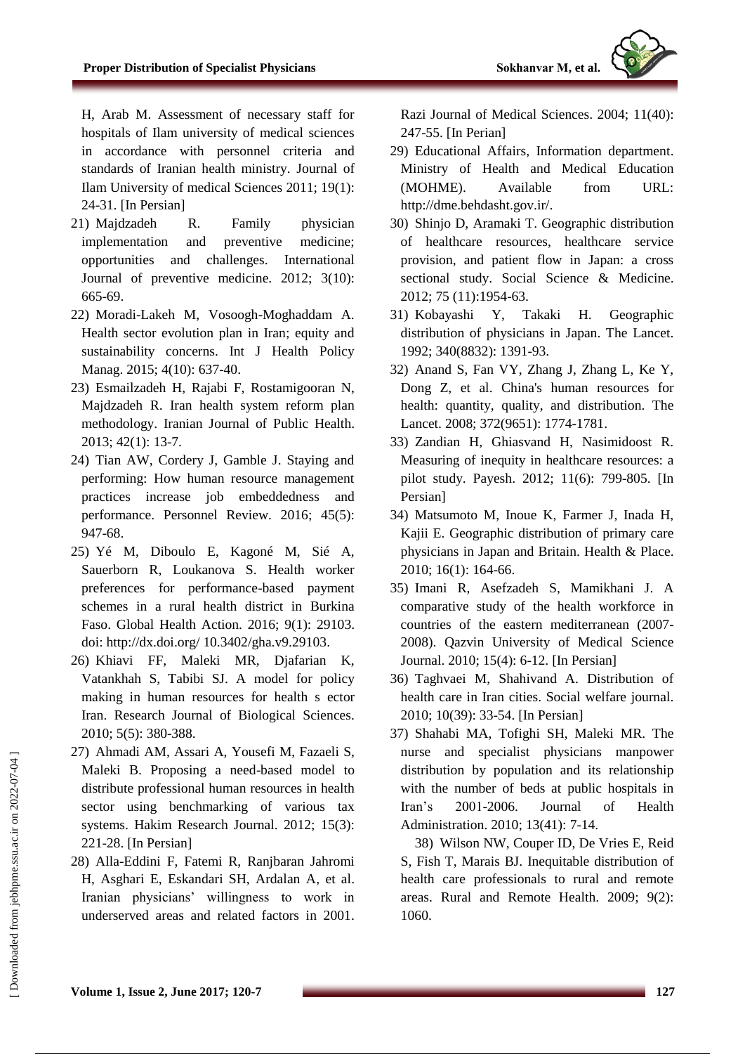H, Arab M. Assessment of necessary staff for hospitals of Ilam university of medical sciences in accordance with personnel criteria and standards of Iranian health ministry. Journal of Ilam University of medical Sciences 2011; 19(1): 24-31. [In Persian]

21) Majdzadeh R. Family physician implementation and preventive medicine; opportunities and challenges. International Journal of preventive medicine. 2012; 3(10): 665-69.

22) Moradi-Lakeh M, Vosoogh-Moghaddam A. Health sector evolution plan in Iran; equity and sustainability concerns. Int J Health Policy Manag. 2015; 4(10): 637-40.

23) Esmailzadeh H, Rajabi F, Rostamigooran N, Majdzadeh R. Iran health system reform plan methodology. Iranian Journal of Public Health. 2013; 42(1): 13-7.

24) Tian AW, Cordery J, Gamble J. Staying and performing: How human resource management practices increase job embeddedness and performance. Personnel Review. 2016; 45(5): 947-68.

25) Yé M, Diboulo E, Kagoné M, Sié A, Sauerborn R, Loukanova S. Health worker preferences for performance-based payment schemes in a rural health district in Burkina Faso. Global Health Action. 2016; 9(1): 29103. doi: http://dx.doi.org/ 10.3402/gha.v9.29103.

26) Khiavi FF, Maleki MR, Djafarian K, Vatankhah S, Tabibi SJ. A model for policy making in human resources for health s ector Iran. Research Journal of Biological Sciences. 2010; 5(5): 380-388.

27) Ahmadi AM, Assari A, Yousefi M, Fazaeli S, Maleki B. Proposing a need-based model to distribute professional human resources in health sector using benchmarking of various tax systems. Hakim Research Journal. 2012; 15(3): 221-28. [In Persian]

28) Alla-Eddini F, Fatemi R, Ranjbaran Jahromi H, Asghari E, Eskandari SH, Ardalan A, et al. Iranian physicians' willingness to work in underserved areas and related factors in 2001. Razi Journal of Medical Sciences. 2004; 11(40): 247-55. [In Perian]

29) Educational Affairs, Information department. Ministry of Health and Medical Education (MOHME). Available from URL: http://dme.behdasht.gov.ir/.

30) Shinjo D, Aramaki T. Geographic distribution of healthcare resources, healthcare service provision, and patient flow in Japan: a cross sectional study. Social Science & Medicine. 2012; 75 (11):1954-63.

31) Kobayashi Y, Takaki H. Geographic distribution of physicians in Japan. The Lancet. 1992; 340(8832): 1391-93.

32) Anand S, Fan VY, Zhang J, Zhang L, Ke Y, Dong Z, et al. China's human resources for health: quantity, quality, and distribution. The Lancet. 2008; 372(9651): 1774-1781.

33) Zandian H, Ghiasvand H, Nasimidoost R. Measuring of inequity in healthcare resources: a pilot study. Payesh. 2012; 11(6): 799-805. [In Persian]

34) Matsumoto M, Inoue K, Farmer J, Inada H, Kajii E. Geographic distribution of primary care physicians in Japan and Britain. Health & Place. 2010; 16(1): 164-66.

35) Imani R, Asefzadeh S, Mamikhani J. A comparative study of the health workforce in countries of the eastern mediterranean (2007-2008). Qazvin University of Medical Science Journal. 2010; 15(4): 6-12. [In Persian]

36) Taghvaei M, Shahivand A. Distribution of health care in Iran cities. Social welfare journal. 2010; 10(39): 33-54. [In Persian]

37) Shahabi MA, Tofighi SH, Maleki MR. The nurse and specialist physicians manpower distribution by population and its relationship with the number of beds at public hospitals in Iran's 2001-2006. Journal of Health Administration. 2010; 13(41): 7-14.

38) Wilson NW, Couper ID, De Vries E, Reid S, Fish T, Marais BJ. Inequitable distribution of health care professionals to rural and remote areas. Rural and Remote Health. 2009; 9(2): 1060.